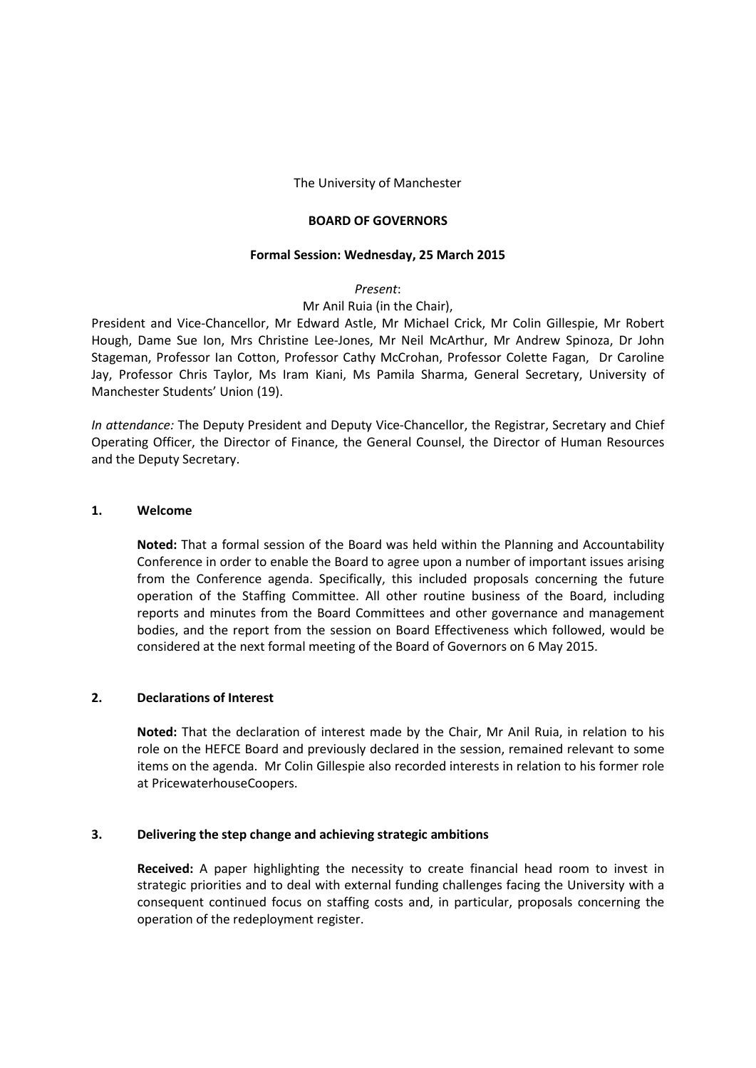The University of Manchester

**BOARD OF GOVERNORS**

**Formal Session: Wednesday, 25 March 2015**

*Present*:

Mr Anil Ruia (in the Chair),

President and Vice-Chancellor, Mr Edward Astle, Mr Michael Crick, Mr Colin Gillespie, Mr Robert Hough, Dame Sue Ion, Mrs Christine Lee-Jones, Mr Neil McArthur, Mr Andrew Spinoza, Dr John Stageman, Professor Ian Cotton, Professor Cathy McCrohan, Professor Colette Fagan, Dr Caroline Jay, Professor Chris Taylor, Ms Iram Kiani, Ms Pamila Sharma, General Secretary, University of Manchester Students' Union (19).

*In attendance:* The Deputy President and Deputy Vice-Chancellor, the Registrar, Secretary and Chief Operating Officer, the Director of Finance, the General Counsel, the Director of Human Resources and the Deputy Secretary.

## 1. Welcome

**Noted:** That a formal session of the Board was held within the Planning and Accountability Conference in order to enable the Board to agree upon a number of important issues arising from the Conference agenda. Specifically, this included proposals concerning the future operation of the Staffing Committee. All other routine business of the Board, including reports and minutes from the Board Committees and other governance and management bodies, and the report from the session on Board Effectiveness which followed, would be considered at the next formal meeting of the Board of Governors on 6 May 2015.

## 2. Declarations of Interest

**Noted:** That the declaration of interest made by the Chair, Mr Anil Ruia, in relation to his role on the HEFCE Board and previously declared in the session, remained relevant to some items on the agenda. Mr Colin Gillespie also recorded interests in relation to his former role at PricewaterhouseCoopers.

## 3. Delivering the step change and achieving strategic ambitions

**Received:** A paper highlighting the necessity to create financial head room to invest in strategic priorities and to deal with external funding challenges facing the University with a consequent continued focus on staffing costs and, in particular, proposals concerning the operation of the redeployment register.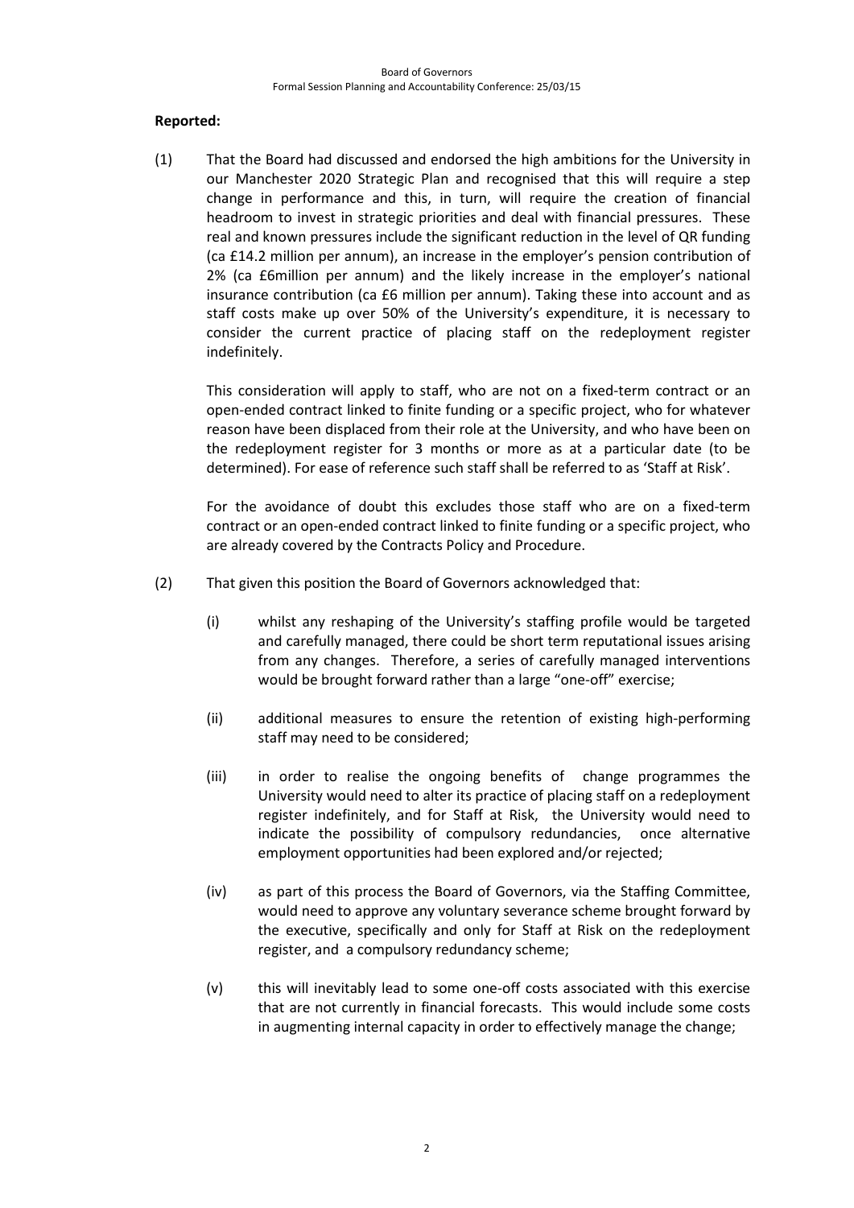**Reported:**

(1) That the Board had discussed and endorsed the high ambitions for the University in our Manchester 2020 Strategic Plan and recognised that this will require a step change in performance and this, in turn, will require the creation of financial headroom to invest in strategic priorities and deal with financial pressures. These real and known pressures include the significant reduction in the level of QR funding (ca £14.2 million per annum), an increase in the employer's pension contribution of 2% (ca £6million per annum) and the likely increase in the employer's national insurance contribution (ca £6 million per annum). Taking these into account and as staff costs make up over 50% of the University's expenditure, it is necessary to consider the current practice of placing staff on the redeployment register indefinitely.

This consideration will apply to staff, who are not on a fixed-term contract or an open-ended contract linked to finite funding or a specific project, who for whatever reason have been displaced from their role at the University, and who have been on the redeployment register for 3 months or more as at a particular date (to be determined). For ease of reference such staff shall be referred to as 'Staff at Risk'.

For the avoidance of doubt this excludes those staff who are on a fixed-term contract or an open-ended contract linked to finite funding or a specific project, who are already covered by the Contracts Policy and Procedure.

(2) That given this position the Board of Governors acknowledged that:

(i) whilst any reshaping of the University's staffing profile would be targeted and carefully managed, there could be short term reputational issues arising from any changes. Therefore, a series of carefully managed interventions would be brought forward rather than a large "one-off" exercise;

(ii) additional measures to ensure the retention of existing high-performing staff may need to be considered;

(iii) in order to realise the ongoing benefits of change programmes the University would need to alter its practice of placing staff on a redeployment register indefinitely, and for Staff at Risk, the University would need to indicate the possibility of compulsory redundancies, once alternative employment opportunities had been explored and/or rejected;

(iv) as part of this process the Board of Governors, via the Staffing Committee, would need to approve any voluntary severance scheme brought forward by the executive, specifically and only for Staff at Risk on the redeployment register, and a compulsory redundancy scheme;

(v) this will inevitably lead to some one-off costs associated with this exercise that are not currently in financial forecasts. This would include some costs in augmenting internal capacity in order to effectively manage the change;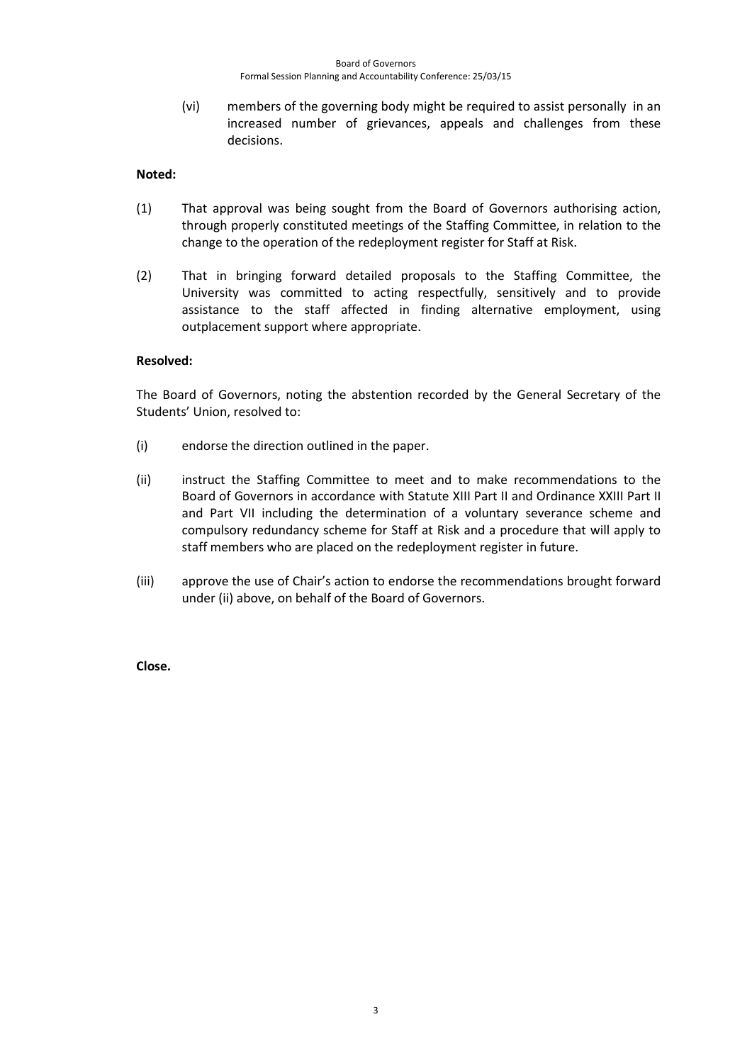(vi) members of the governing body might be required to assist personally in an increased number of grievances, appeals and challenges from these decisions.

**Noted:**

(1) That approval was being sought from the Board of Governors authorising action, through properly constituted meetings of the Staffing Committee, in relation to the change to the operation of the redeployment register for Staff at Risk.

(2) That in bringing forward detailed proposals to the Staffing Committee, the University was committed to acting respectfully, sensitively and to provide assistance to the staff affected in finding alternative employment, using outplacement support where appropriate.

**Resolved:**

The Board of Governors, noting the abstention recorded by the General Secretary of the Students' Union, resolved to:

(i) endorse the direction outlined in the paper.

(ii) instruct the Staffing Committee to meet and to make recommendations to the Board of Governors in accordance with Statute XIII Part II and Ordinance XXIII Part II and Part VII including the determination of a voluntary severance scheme and compulsory redundancy scheme for Staff at Risk and a procedure that will apply to staff members who are placed on the redeployment register in future.

(iii) approve the use of Chair's action to endorse the recommendations brought forward under (ii) above, on behalf of the Board of Governors.

**Close.**